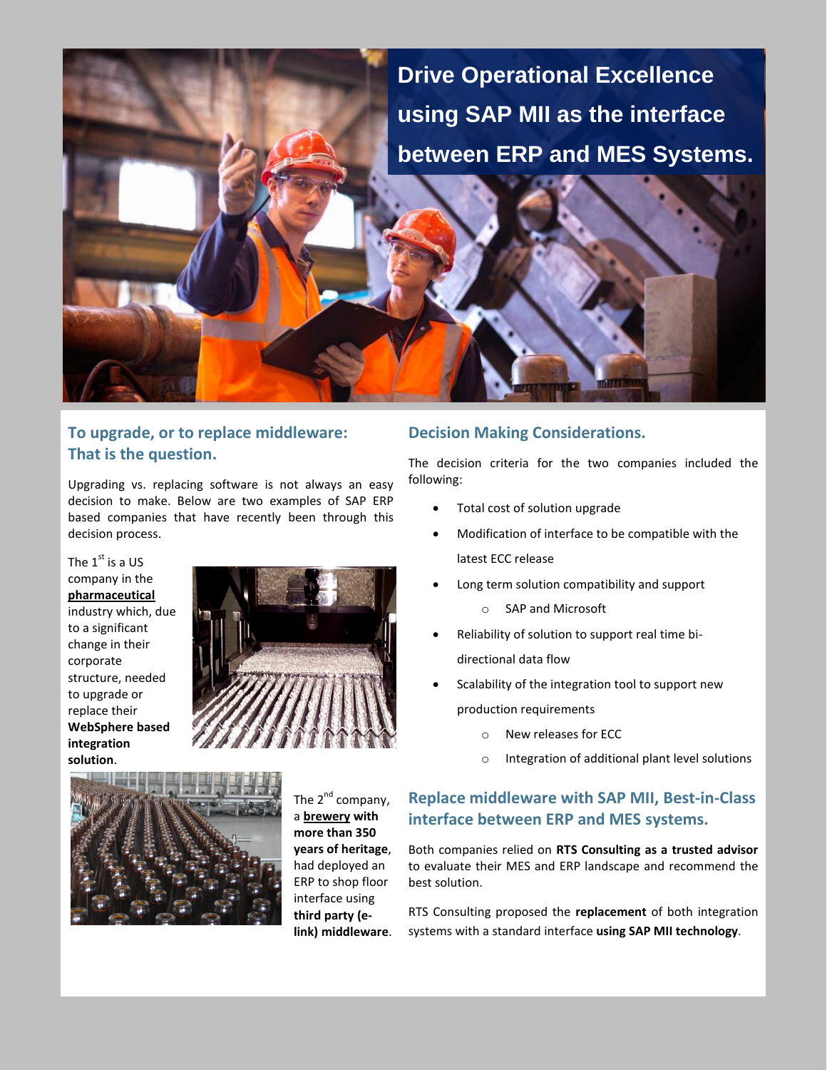# Drive Operational Excellence using SAP MII as the interface between ERP and MES Systems.

## To upgrade, or to replace middleware: That is the question.

Upgrading vs. replacing software is not always an easy decision to make. Below are two examples of SAP ERP based companies that have recently been through this decision process.

The 1st is a US company in the **pharmaceutical** industry which, due to a significant change in their corporate structure, needed to upgrade or replace their **WebSphere based integration solution**.

The 2nd company, a **brewery with more than 350 years of heritage**, had deployed an ERP to shop floor interface using **third party (e-link) middleware**.

## Decision Making Considerations.

The decision criteria for the two companies included the following:

- Total cost of solution upgrade
- Modification of interface to be compatible with the latest ECC release
- Long term solution compatibility and support
  - SAP and Microsoft
- Reliability of solution to support real time bi-directional data flow
- Scalability of the integration tool to support new production requirements
  - New releases for ECC
  - Integration of additional plant level solutions

## Replace middleware with SAP MII, Best-in-Class interface between ERP and MES systems.

Both companies relied on **RTS Consulting as a trusted advisor** to evaluate their MES and ERP landscape and recommend the best solution.

RTS Consulting proposed the **replacement** of both integration systems with a standard interface **using SAP MII technology**.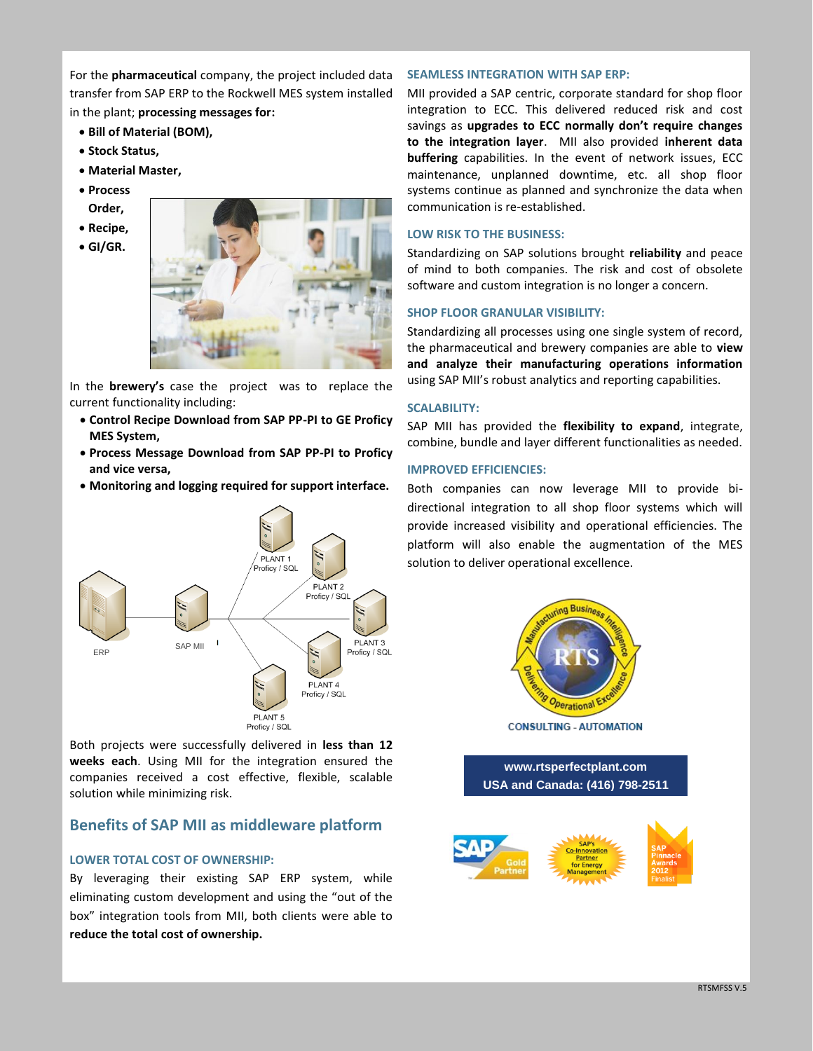For the **pharmaceutical** company, the project included data transfer from SAP ERP to the Rockwell MES system installed in the plant; **processing messages for:**

- **Bill of Material (BOM),**
- **Stock Status,**
- **Material Master,**
- **Process Order,**
- **Recipe,**
- **GI/GR.**

In the **brewery's** case the project was to replace the current functionality including:

- **Control Recipe Download from SAP PP-PI to GE Proficy MES System,**
- **Process Message Download from SAP PP-PI to Proficy and vice versa,**
- **Monitoring and logging required for support interface.**

ERP
SAP MII
PLANT 1 Proficy / SQL
PLANT 2 Proficy / SQL
PLANT 3 Proficy / SQL
PLANT 4 Proficy / SQL
PLANT 5 Proficy / SQL

Both projects were successfully delivered in **less than 12 weeks each**. Using MII for the integration ensured the companies received a cost effective, flexible, scalable solution while minimizing risk.

## Benefits of SAP MII as middleware platform

### LOWER TOTAL COST OF OWNERSHIP:

By leveraging their existing SAP ERP system, while eliminating custom development and using the "out of the box" integration tools from MII, both clients were able to **reduce the total cost of ownership.**

### SEAMLESS INTEGRATION WITH SAP ERP:

MII provided a SAP centric, corporate standard for shop floor integration to ECC. This delivered reduced risk and cost savings as **upgrades to ECC normally don't require changes to the integration layer**. MII also provided **inherent data buffering** capabilities. In the event of network issues, ECC maintenance, unplanned downtime, etc. all shop floor systems continue as planned and synchronize the data when communication is re-established.

### LOW RISK TO THE BUSINESS:

Standardizing on SAP solutions brought **reliability** and peace of mind to both companies. The risk and cost of obsolete software and custom integration is no longer a concern.

### SHOP FLOOR GRANULAR VISIBILITY:

Standardizing all processes using one single system of record, the pharmaceutical and brewery companies are able to **view and analyze their manufacturing operations information** using SAP MII's robust analytics and reporting capabilities.

### SCALABILITY:

SAP MII has provided the **flexibility to expand**, integrate, combine, bundle and layer different functionalities as needed.

### IMPROVED EFFICIENCIES:

Both companies can now leverage MII to provide bi-directional integration to all shop floor systems which will provide increased visibility and operational efficiencies. The platform will also enable the augmentation of the MES solution to deliver operational excellence.

RTS
Manufacturing Business Intelligence
Delivering Operational Excellence
CONSULTING - AUTOMATION

**www.rtsperfectplant.com**
**USA and Canada: (416) 798-2511**

SAP Gold Partner
SAP's Co-Innovation Partner for Energy Management
SAP Pinnacle Awards 2012 Finalist

RTSMFSS V.5